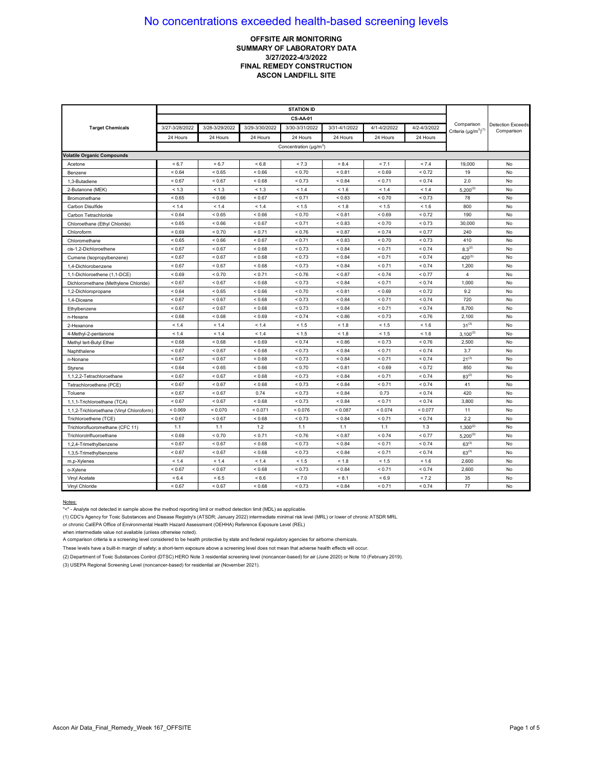# No concentrations exceeded health-based screening levels

**OFFSITE AIR MONITORING**
**SUMMARY OF LABORATORY DATA**
**3/27/2022-4/3/2022**
**FINAL REMEDY CONSTRUCTION**
**ASCON LANDFILL SITE**

| Target Chemicals | STATION ID | | | | | | | Comparison Criteria (µg/m³)(1) | Detection Exceeds Comparison |
|---|---|---|---|---|---|---|---|---|---|
| | CS-AA-01 | | | | | | | | |
| | 3/27-3/28/2022 | 3/28-3/29/2022 | 3/29-3/30/2022 | 3/30-3/31/2022 | 3/31-4/1/2022 | 4/1-4/2/2022 | 4/2-4/3/2022 | | |
| | 24 Hours | 24 Hours | 24 Hours | 24 Hours | 24 Hours | 24 Hours | 24 Hours | | |
| | Concentration (µg/m³) | | | | | | | | |
| **Volatile Organic Compounds** | | | | | | | | | |
| Acetone | < 6.7 | < 6.7 | < 6.8 | < 7.3 | < 8.4 | < 7.1 | < 7.4 | 19,000 | No |
| Benzene | < 0.64 | < 0.65 | < 0.66 | < 0.70 | < 0.81 | < 0.69 | < 0.72 | 19 | No |
| 1,3-Butadiene | < 0.67 | < 0.67 | < 0.68 | < 0.73 | < 0.84 | < 0.71 | < 0.74 | 2.0 | No |
| 2-Butanone (MEK) | < 1.3 | < 1.3 | < 1.3 | < 1.4 | < 1.6 | < 1.4 | < 1.4 | 5,200(3) | No |
| Bromomethane | < 0.65 | < 0.66 | < 0.67 | < 0.71 | < 0.83 | < 0.70 | < 0.73 | 78 | No |
| Carbon Disulfide | < 1.4 | < 1.4 | < 1.4 | < 1.5 | < 1.8 | < 1.5 | < 1.6 | 800 | No |
| Carbon Tetrachloride | < 0.64 | < 0.65 | < 0.66 | < 0.70 | < 0.81 | < 0.69 | < 0.72 | 190 | No |
| Chloroethane (Ethyl Chloride) | < 0.65 | < 0.66 | < 0.67 | < 0.71 | < 0.83 | < 0.70 | < 0.73 | 30,000 | No |
| Chloroform | < 0.69 | < 0.70 | < 0.71 | < 0.76 | < 0.87 | < 0.74 | < 0.77 | 240 | No |
| Chloromethane | < 0.65 | < 0.66 | < 0.67 | < 0.71 | < 0.83 | < 0.70 | < 0.73 | 410 | No |
| cis-1,2-Dichloroethene | < 0.67 | < 0.67 | < 0.68 | < 0.73 | < 0.84 | < 0.71 | < 0.74 | 8.3(2) | No |
| Cumene (Isopropylbenzene) | < 0.67 | < 0.67 | < 0.68 | < 0.73 | < 0.84 | < 0.71 | < 0.74 | 420(3) | No |
| 1,4-Dichlorobenzene | < 0.67 | < 0.67 | < 0.68 | < 0.73 | < 0.84 | < 0.71 | < 0.74 | 1,200 | No |
| 1,1-Dichloroethene (1,1-DCE) | < 0.69 | < 0.70 | < 0.71 | < 0.76 | < 0.87 | < 0.74 | < 0.77 | 4 | No |
| Dichloromethane (Methylene Chloride) | < 0.67 | < 0.67 | < 0.68 | < 0.73 | < 0.84 | < 0.71 | < 0.74 | 1,000 | No |
| 1,2-Dichloropropane | < 0.64 | < 0.65 | < 0.66 | < 0.70 | < 0.81 | < 0.69 | < 0.72 | 9.2 | No |
| 1,4-Dioxane | < 0.67 | < 0.67 | < 0.68 | < 0.73 | < 0.84 | < 0.71 | < 0.74 | 720 | No |
| Ethylbenzene | < 0.67 | < 0.67 | < 0.68 | < 0.73 | < 0.84 | < 0.71 | < 0.74 | 8,700 | No |
| n-Hexane | < 0.68 | < 0.68 | < 0.69 | < 0.74 | < 0.86 | < 0.73 | < 0.76 | 2,100 | No |
| 2-Hexanone | < 1.4 | < 1.4 | < 1.4 | < 1.5 | < 1.8 | < 1.5 | < 1.6 | 31(3) | No |
| 4-Methyl-2-pentanone | < 1.4 | < 1.4 | < 1.4 | < 1.5 | < 1.8 | < 1.5 | < 1.6 | 3,100(3) | No |
| Methyl tert-Butyl Ether | < 0.68 | < 0.68 | < 0.69 | < 0.74 | < 0.86 | < 0.73 | < 0.76 | 2,500 | No |
| Naphthalene | < 0.67 | < 0.67 | < 0.68 | < 0.73 | < 0.84 | < 0.71 | < 0.74 | 3.7 | No |
| n-Nonane | < 0.67 | < 0.67 | < 0.68 | < 0.73 | < 0.84 | < 0.71 | < 0.74 | 21(3) | No |
| Styrene | < 0.64 | < 0.65 | < 0.66 | < 0.70 | < 0.81 | < 0.69 | < 0.72 | 850 | No |
| 1,1,2,2-Tetrachloroethane | < 0.67 | < 0.67 | < 0.68 | < 0.73 | < 0.84 | < 0.71 | < 0.74 | 83(2) | No |
| Tetrachloroethene (PCE) | < 0.67 | < 0.67 | < 0.68 | < 0.73 | < 0.84 | < 0.71 | < 0.74 | 41 | No |
| Toluene | < 0.67 | < 0.67 | 0.74 | < 0.73 | < 0.84 | 0.73 | < 0.74 | 420 | No |
| 1,1,1-Trichloroethane (TCA) | < 0.67 | < 0.67 | < 0.68 | < 0.73 | < 0.84 | < 0.71 | < 0.74 | 3,800 | No |
| 1,1,2-Trichloroethane (Vinyl Chloroform) | < 0.069 | < 0.070 | < 0.071 | < 0.076 | < 0.087 | < 0.074 | < 0.077 | 11 | No |
| Trichloroethene (TCE) | < 0.67 | < 0.67 | < 0.68 | < 0.73 | < 0.84 | < 0.71 | < 0.74 | 2.2 | No |
| Trichlorofluoromethane (CFC 11) | 1.1 | 1.1 | 1.2 | 1.1 | 1.1 | 1.1 | 1.3 | 1,300(2) | No |
| Trichlorotrifluoroethane | < 0.69 | < 0.70 | < 0.71 | < 0.76 | < 0.87 | < 0.74 | < 0.77 | 5,200(3) | No |
| 1,2,4-Trimethylbenzene | < 0.67 | < 0.67 | < 0.68 | < 0.73 | < 0.84 | < 0.71 | < 0.74 | 63(3) | No |
| 1,3,5-Trimethylbenzene | < 0.67 | < 0.67 | < 0.68 | < 0.73 | < 0.84 | < 0.71 | < 0.74 | 63(3) | No |
| m,p-Xylenes | < 1.4 | < 1.4 | < 1.4 | < 1.5 | < 1.8 | < 1.5 | < 1.6 | 2,600 | No |
| o-Xylene | < 0.67 | < 0.67 | < 0.68 | < 0.73 | < 0.84 | < 0.71 | < 0.74 | 2,600 | No |
| Vinyl Acetate | < 6.4 | < 6.5 | < 6.6 | < 7.0 | < 8.1 | < 6.9 | < 7.2 | 35 | No |
| Vinyl Chloride | < 0.67 | < 0.67 | < 0.68 | < 0.73 | < 0.84 | < 0.71 | < 0.74 | 77 | No |

Notes:

"<" - Analyte not detected in sample above the method reporting limit or method detection limit (MDL) as applicable.

(1) CDC's Agency for Toxic Substances and Disease Registry's (ATSDR; January 2022) intermediate minimal risk level (MRL) or lower of chronic ATSDR MRL or chronic CalEPA Office of Environmental Health Hazard Assessment (OEHHA) Reference Exposure Level (REL) when intermediate value not available (unless otherwise noted).

A comparison criteria is a screening level considered to be health protective by state and federal regulatory agencies for airborne chemicals.

These levels have a built-in margin of safety; a short-term exposure above a screening level does not mean that adverse health effects will occur.

(2) Department of Toxic Substances Control (DTSC) HERO Note 3 residential screening level (noncancer-based) for air (June 2020) or Note 10 (February 2019).

(3) USEPA Regional Screening Level (noncancer-based) for residential air (November 2021).

Ascon Air Data_Final_Remedy_Week 167_OFFSITE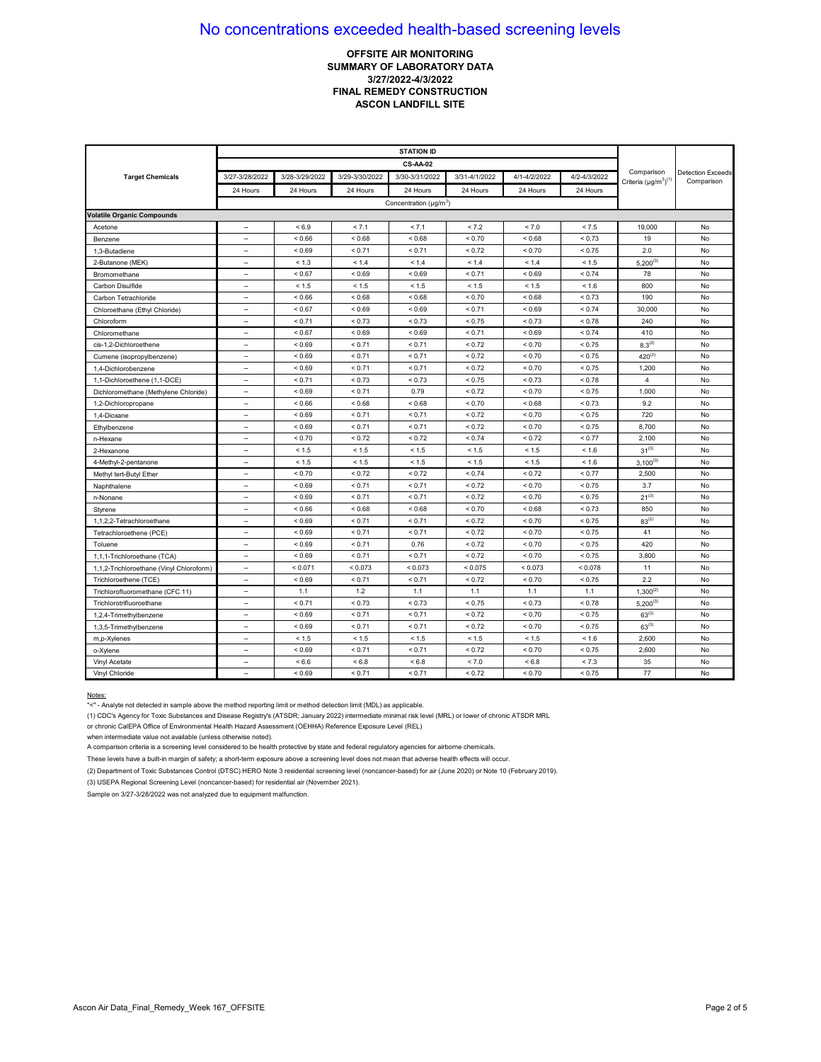# No concentrations exceeded health-based screening levels

**OFFSITE AIR MONITORING**
**SUMMARY OF LABORATORY DATA**
**3/27/2022-4/3/2022**
**FINAL REMEDY CONSTRUCTION**
**ASCON LANDFILL SITE**

| Target Chemicals | STATION ID CS-AA-02 | | | | | | | Comparison Criteria (µg/m³)(1) | Detection Exceeds Comparison |
|---|---|---|---|---|---|---|---|---|---|
| | 3/27-3/28/2022 | 3/28-3/29/2022 | 3/29-3/30/2022 | 3/30-3/31/2022 | 3/31-4/1/2022 | 4/1-4/2/2022 | 4/2-4/3/2022 | | |
| | 24 Hours | 24 Hours | 24 Hours | 24 Hours | 24 Hours | 24 Hours | 24 Hours | | |
| | Concentration (µg/m³) | | | | | | | | |
| **Volatile Organic Compounds** | | | | | | | | | |
| Acetone | -- | < 6.9 | < 7.1 | < 7.1 | < 7.2 | < 7.0 | < 7.5 | 19,000 | No |
| Benzene | -- | < 0.66 | < 0.68 | < 0.68 | < 0.70 | < 0.68 | < 0.73 | 19 | No |
| 1,3-Butadiene | -- | < 0.69 | < 0.71 | < 0.71 | < 0.72 | < 0.70 | < 0.75 | 2.0 | No |
| 2-Butanone (MEK) | -- | < 1.3 | < 1.4 | < 1.4 | < 1.4 | < 1.4 | < 1.5 | 5,200(3) | No |
| Bromomethane | -- | < 0.67 | < 0.69 | < 0.69 | < 0.71 | < 0.69 | < 0.74 | 78 | No |
| Carbon Disulfide | -- | < 1.5 | < 1.5 | < 1.5 | < 1.5 | < 1.5 | < 1.6 | 800 | No |
| Carbon Tetrachloride | -- | < 0.66 | < 0.68 | < 0.68 | < 0.70 | < 0.68 | < 0.73 | 190 | No |
| Chloroethane (Ethyl Chloride) | -- | < 0.67 | < 0.69 | < 0.69 | < 0.71 | < 0.69 | < 0.74 | 30,000 | No |
| Chloroform | -- | < 0.71 | < 0.73 | < 0.73 | < 0.75 | < 0.73 | < 0.78 | 240 | No |
| Chloromethane | -- | < 0.67 | < 0.69 | < 0.69 | < 0.71 | < 0.69 | < 0.74 | 410 | No |
| cis-1,2-Dichloroethene | -- | < 0.69 | < 0.71 | < 0.71 | < 0.72 | < 0.70 | < 0.75 | 8.3(2) | No |
| Cumene (isopropylbenzene) | -- | < 0.69 | < 0.71 | < 0.71 | < 0.72 | < 0.70 | < 0.75 | 420(3) | No |
| 1,4-Dichlorobenzene | -- | < 0.69 | < 0.71 | < 0.71 | < 0.72 | < 0.70 | < 0.75 | 1,200 | No |
| 1,1-Dichloroethene (1,1-DCE) | -- | < 0.71 | < 0.73 | < 0.73 | < 0.75 | < 0.73 | < 0.78 | 4 | No |
| Dichloromethane (Methylene Chloride) | -- | < 0.69 | < 0.71 | 0.79 | < 0.72 | < 0.70 | < 0.75 | 1,000 | No |
| 1,2-Dichloropropane | -- | < 0.66 | < 0.68 | < 0.68 | < 0.70 | < 0.68 | < 0.73 | 9.2 | No |
| 1,4-Dioxane | -- | < 0.69 | < 0.71 | < 0.71 | < 0.72 | < 0.70 | < 0.75 | 720 | No |
| Ethylbenzene | -- | < 0.69 | < 0.71 | < 0.71 | < 0.72 | < 0.70 | < 0.75 | 8,700 | No |
| n-Hexane | -- | < 0.70 | < 0.72 | < 0.72 | < 0.74 | < 0.72 | < 0.77 | 2,100 | No |
| 2-Hexanone | -- | < 1.5 | < 1.5 | < 1.5 | < 1.5 | < 1.5 | < 1.6 | 31(3) | No |
| 4-Methyl-2-pentanone | -- | < 1.5 | < 1.5 | < 1.5 | < 1.5 | < 1.5 | < 1.6 | 3,100(3) | No |
| Methyl tert-Butyl Ether | -- | < 0.70 | < 0.72 | < 0.72 | < 0.74 | < 0.72 | < 0.77 | 2,500 | No |
| Naphthalene | -- | < 0.69 | < 0.71 | < 0.71 | < 0.72 | < 0.70 | < 0.75 | 3.7 | No |
| n-Nonane | -- | < 0.69 | < 0.71 | < 0.71 | < 0.72 | < 0.70 | < 0.75 | 21(3) | No |
| Styrene | -- | < 0.66 | < 0.68 | < 0.68 | < 0.70 | < 0.68 | < 0.73 | 850 | No |
| 1,1,2,2-Tetrachloroethane | -- | < 0.69 | < 0.71 | < 0.71 | < 0.72 | < 0.70 | < 0.75 | 83(2) | No |
| Tetrachloroethene (PCE) | -- | < 0.69 | < 0.71 | < 0.71 | < 0.72 | < 0.70 | < 0.75 | 41 | No |
| Toluene | -- | < 0.69 | < 0.71 | 0.76 | < 0.72 | < 0.70 | < 0.75 | 420 | No |
| 1,1,1-Trichloroethane (TCA) | -- | < 0.69 | < 0.71 | < 0.71 | < 0.72 | < 0.70 | < 0.75 | 3,800 | No |
| 1,1,2-Trichloroethane (Vinyl Chloroform) | -- | < 0.071 | < 0.073 | < 0.073 | < 0.075 | < 0.073 | < 0.078 | 11 | No |
| Trichloroethene (TCE) | -- | < 0.69 | < 0.71 | < 0.71 | < 0.72 | < 0.70 | < 0.75 | 2.2 | No |
| Trichlorofluoromethane (CFC 11) | -- | 1.1 | 1.2 | 1.1 | 1.1 | 1.1 | 1.1 | 1,300(2) | No |
| Trichlorotrifluoroethane | -- | < 0.71 | < 0.73 | < 0.73 | < 0.75 | < 0.73 | < 0.78 | 5,200(3) | No |
| 1,2,4-Trimethylbenzene | -- | < 0.69 | < 0.71 | < 0.71 | < 0.72 | < 0.70 | < 0.75 | 63(3) | No |
| 1,3,5-Trimethylbenzene | -- | < 0.69 | < 0.71 | < 0.71 | < 0.72 | < 0.70 | < 0.75 | 63(3) | No |
| m,p-Xylenes | -- | < 1.5 | < 1.5 | < 1.5 | < 1.5 | < 1.5 | < 1.6 | 2,600 | No |
| o-Xylene | -- | < 0.69 | < 0.71 | < 0.71 | < 0.72 | < 0.70 | < 0.75 | 2,600 | No |
| Vinyl Acetate | -- | < 6.6 | < 6.8 | < 6.8 | < 7.0 | < 6.8 | < 7.3 | 35 | No |
| Vinyl Chloride | -- | < 0.69 | < 0.71 | < 0.71 | < 0.72 | < 0.70 | < 0.75 | 77 | No |

Notes:

"<" - Analyte not detected in sample above the method reporting limit or method detection limit (MDL) as applicable.

(1) CDC's Agency for Toxic Substances and Disease Registry's (ATSDR; January 2022) intermediate minimal risk level (MRL) or lower of chronic ATSDR MRL or chronic CalEPA Office of Environmental Health Hazard Assessment (OEHHA) Reference Exposure Level (REL) when intermediate value not available (unless otherwise noted).

A comparison criteria is a screening level considered to be health protective by state and federal regulatory agencies for airborne chemicals.

These levels have a built-in margin of safety; a short-term exposure above a screening level does not mean that adverse health effects will occur.

(2) Department of Toxic Substances Control (DTSC) HERO Note 3 residential screening level (noncancer-based) for air (June 2020) or Note 10 (February 2019).

(3) USEPA Regional Screening Level (noncancer-based) for residential air (November 2021).

Sample on 3/27-3/28/2022 was not analyzed due to equipment malfunction.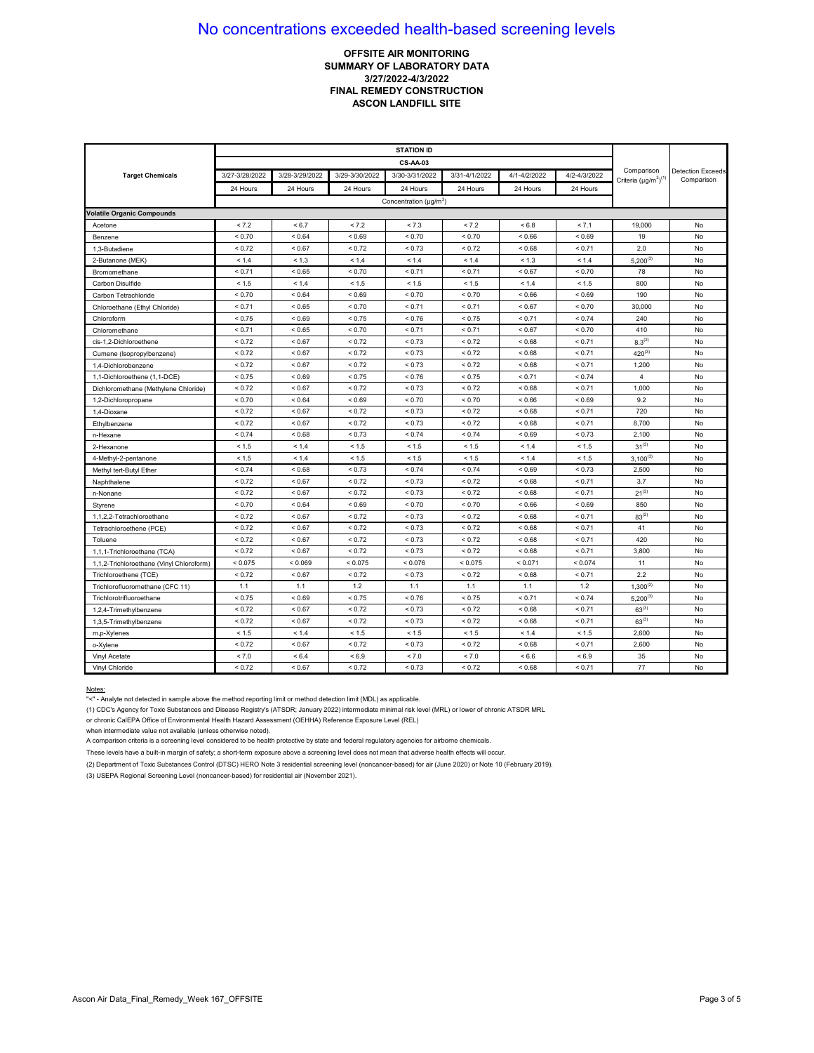# No concentrations exceeded health-based screening levels

**OFFSITE AIR MONITORING**
**SUMMARY OF LABORATORY DATA**
**3/27/2022-4/3/2022**
**FINAL REMEDY CONSTRUCTION**
**ASCON LANDFILL SITE**

| Target Chemicals | STATION ID | | | | | | | Comparison Criteria (µg/m$^3$)(1) | Detection Exceeds Comparison |
|---|---|---|---|---|---|---|---|---|---|
| | CS-AA-03 | | | | | | | | |
| | 3/27-3/28/2022 | 3/28-3/29/2022 | 3/29-3/30/2022 | 3/30-3/31/2022 | 3/31-4/1/2022 | 4/1-4/2/2022 | 4/2-4/3/2022 | | |
| | 24 Hours | 24 Hours | 24 Hours | 24 Hours | 24 Hours | 24 Hours | 24 Hours | | |
| | Concentration (µg/m$^3$) | | | | | | | | |
| **Volatile Organic Compounds** | | | | | | | | | |
| Acetone | < 7.2 | < 6.7 | < 7.2 | < 7.3 | < 7.2 | < 6.8 | < 7.1 | 19,000 | No |
| Benzene | < 0.70 | < 0.64 | < 0.69 | < 0.70 | < 0.70 | < 0.66 | < 0.69 | 19 | No |
| 1,3-Butadiene | < 0.72 | < 0.67 | < 0.72 | < 0.73 | < 0.72 | < 0.68 | < 0.71 | 2.0 | No |
| 2-Butanone (MEK) | < 1.4 | < 1.3 | < 1.4 | < 1.4 | < 1.4 | < 1.3 | < 1.4 | 5,200(3) | No |
| Bromomethane | < 0.71 | < 0.65 | < 0.70 | < 0.71 | < 0.71 | < 0.67 | < 0.70 | 78 | No |
| Carbon Disulfide | < 1.5 | < 1.4 | < 1.5 | < 1.5 | < 1.5 | < 1.4 | < 1.5 | 800 | No |
| Carbon Tetrachloride | < 0.70 | < 0.64 | < 0.69 | < 0.70 | < 0.70 | < 0.66 | < 0.69 | 190 | No |
| Chloroethane (Ethyl Chloride) | < 0.71 | < 0.65 | < 0.70 | < 0.71 | < 0.71 | < 0.67 | < 0.70 | 30,000 | No |
| Chloroform | < 0.75 | < 0.69 | < 0.75 | < 0.76 | < 0.75 | < 0.71 | < 0.74 | 240 | No |
| Chloromethane | < 0.71 | < 0.65 | < 0.70 | < 0.71 | < 0.71 | < 0.67 | < 0.70 | 410 | No |
| cis-1,2-Dichloroethene | < 0.72 | < 0.67 | < 0.72 | < 0.73 | < 0.72 | < 0.68 | < 0.71 | 8.3(2) | No |
| Cumene (Isopropylbenzene) | < 0.72 | < 0.67 | < 0.72 | < 0.73 | < 0.72 | < 0.68 | < 0.71 | 420(3) | No |
| 1,4-Dichlorobenzene | < 0.72 | < 0.67 | < 0.72 | < 0.73 | < 0.72 | < 0.68 | < 0.71 | 1,200 | No |
| 1,1-Dichloroethene (1,1-DCE) | < 0.75 | < 0.69 | < 0.75 | < 0.76 | < 0.75 | < 0.71 | < 0.74 | 4 | No |
| Dichloromethane (Methylene Chloride) | < 0.72 | < 0.67 | < 0.72 | < 0.73 | < 0.72 | < 0.68 | < 0.71 | 1,000 | No |
| 1,2-Dichloropropane | < 0.70 | < 0.64 | < 0.69 | < 0.70 | < 0.70 | < 0.66 | < 0.69 | 9.2 | No |
| 1,4-Dioxane | < 0.72 | < 0.67 | < 0.72 | < 0.73 | < 0.72 | < 0.68 | < 0.71 | 720 | No |
| Ethylbenzene | < 0.72 | < 0.67 | < 0.72 | < 0.73 | < 0.72 | < 0.68 | < 0.71 | 8,700 | No |
| n-Hexane | < 0.74 | < 0.68 | < 0.73 | < 0.74 | < 0.74 | < 0.69 | < 0.73 | 2,100 | No |
| 2-Hexanone | < 1.5 | < 1.4 | < 1.5 | < 1.5 | < 1.5 | < 1.4 | < 1.5 | 31(3) | No |
| 4-Methyl-2-pentanone | < 1.5 | < 1.4 | < 1.5 | < 1.5 | < 1.5 | < 1.4 | < 1.5 | 3,100(3) | No |
| Methyl tert-Butyl Ether | < 0.74 | < 0.68 | < 0.73 | < 0.74 | < 0.74 | < 0.69 | < 0.73 | 2,500 | No |
| Naphthalene | < 0.72 | < 0.67 | < 0.72 | < 0.73 | < 0.72 | < 0.68 | < 0.71 | 3.7 | No |
| n-Nonane | < 0.72 | < 0.67 | < 0.72 | < 0.73 | < 0.72 | < 0.68 | < 0.71 | 21(3) | No |
| Styrene | < 0.70 | < 0.64 | < 0.69 | < 0.70 | < 0.70 | < 0.66 | < 0.69 | 850 | No |
| 1,1,2,2-Tetrachloroethane | < 0.72 | < 0.67 | < 0.72 | < 0.73 | < 0.72 | < 0.68 | < 0.71 | 83(2) | No |
| Tetrachloroethene (PCE) | < 0.72 | < 0.67 | < 0.72 | < 0.73 | < 0.72 | < 0.68 | < 0.71 | 41 | No |
| Toluene | < 0.72 | < 0.67 | < 0.72 | < 0.73 | < 0.72 | < 0.68 | < 0.71 | 420 | No |
| 1,1,1-Trichloroethane (TCA) | < 0.72 | < 0.67 | < 0.72 | < 0.73 | < 0.72 | < 0.68 | < 0.71 | 3,800 | No |
| 1,1,2-Trichloroethane (Vinyl Chloroform) | < 0.075 | < 0.069 | < 0.075 | < 0.076 | < 0.075 | < 0.071 | < 0.074 | 11 | No |
| Trichloroethene (TCE) | < 0.72 | < 0.67 | < 0.72 | < 0.73 | < 0.72 | < 0.68 | < 0.71 | 2.2 | No |
| Trichlorofluoromethane (CFC 11) | 1.1 | 1.1 | 1.2 | 1.1 | 1.1 | 1.1 | 1.2 | 1,300(2) | No |
| Trichlorotrifluoroethane | < 0.75 | < 0.69 | < 0.75 | < 0.76 | < 0.75 | < 0.71 | < 0.74 | 5,200(3) | No |
| 1,2,4-Trimethylbenzene | < 0.72 | < 0.67 | < 0.72 | < 0.73 | < 0.72 | < 0.68 | < 0.71 | 63(3) | No |
| 1,3,5-Trimethylbenzene | < 0.72 | < 0.67 | < 0.72 | < 0.73 | < 0.72 | < 0.68 | < 0.71 | 63(3) | No |
| m,p-Xylenes | < 1.5 | < 1.4 | < 1.5 | < 1.5 | < 1.5 | < 1.4 | < 1.5 | 2,600 | No |
| o-Xylene | < 0.72 | < 0.67 | < 0.72 | < 0.73 | < 0.72 | < 0.68 | < 0.71 | 2,600 | No |
| Vinyl Acetate | < 7.0 | < 6.4 | < 6.9 | < 7.0 | < 7.0 | < 6.6 | < 6.9 | 35 | No |
| Vinyl Chloride | < 0.72 | < 0.67 | < 0.72 | < 0.73 | < 0.72 | < 0.68 | < 0.71 | 77 | No |

Notes:

"<" - Analyte not detected in sample above the method reporting limit or method detection limit (MDL) as applicable.

(1) CDC's Agency for Toxic Substances and Disease Registry's (ATSDR; January 2022) intermediate minimal risk level (MRL) or lower of chronic ATSDR MRL or chronic CalEPA Office of Environmental Health Hazard Assessment (OEHHA) Reference Exposure Level (REL) when intermediate value not available (unless otherwise noted).

A comparison criteria is a screening level considered to be health protective by state and federal regulatory agencies for airborne chemicals.

These levels have a built-in margin of safety; a short-term exposure above a screening level does not mean that adverse health effects will occur.

(2) Department of Toxic Substances Control (DTSC) HERO Note 3 residential screening level (noncancer-based) for air (June 2020) or Note 10 (February 2019).

(3) USEPA Regional Screening Level (noncancer-based) for residential air (November 2021).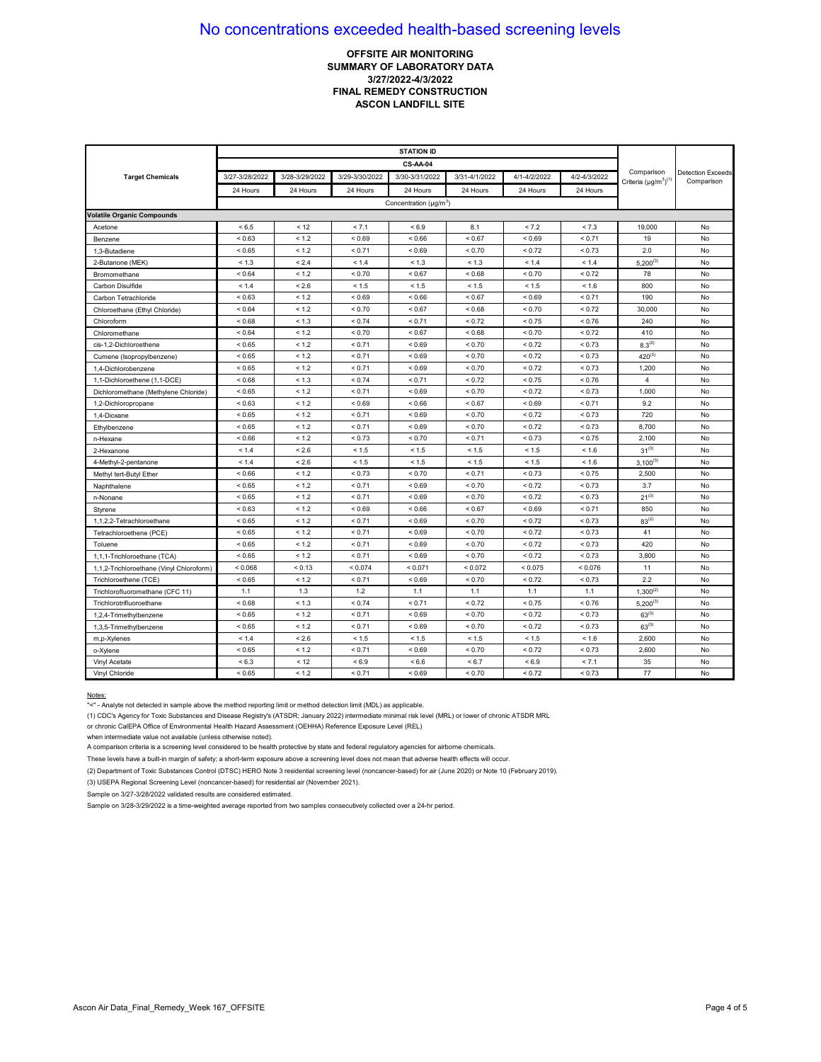# No concentrations exceeded health-based screening levels

**OFFSITE AIR MONITORING**
**SUMMARY OF LABORATORY DATA**
**3/27/2022-4/3/2022**
**FINAL REMEDY CONSTRUCTION**
**ASCON LANDFILL SITE**

| Target Chemicals | STATION ID | | | | | | | Comparison Criteria (µg/m³)(1) | Detection Exceeds Comparison |
|---|---|---|---|---|---|---|---|---|---|
| | CS-AA-04 | | | | | | | | |
| | 3/27-3/28/2022 | 3/28-3/29/2022 | 3/29-3/30/2022 | 3/30-3/31/2022 | 3/31-4/1/2022 | 4/1-4/2/2022 | 4/2-4/3/2022 | | |
| | 24 Hours | 24 Hours | 24 Hours | 24 Hours | 24 Hours | 24 Hours | 24 Hours | | |
| | Concentration (µg/m³) | | | | | | | | |
| **Volatile Organic Compounds** | | | | | | | | | |
| Acetone | < 6.5 | < 12 | < 7.1 | < 6.9 | 8.1 | < 7.2 | < 7.3 | 19,000 | No |
| Benzene | < 0.63 | < 1.2 | < 0.69 | < 0.66 | < 0.67 | < 0.69 | < 0.71 | 19 | No |
| 1,3-Butadiene | < 0.65 | < 1.2 | < 0.71 | < 0.69 | < 0.70 | < 0.72 | < 0.73 | 2.0 | No |
| 2-Butanone (MEK) | < 1.3 | < 2.4 | < 1.4 | < 1.3 | < 1.3 | < 1.4 | < 1.4 | 5,200(3) | No |
| Bromomethane | < 0.64 | < 1.2 | < 0.70 | < 0.67 | < 0.68 | < 0.70 | < 0.72 | 78 | No |
| Carbon Disulfide | < 1.4 | < 2.6 | < 1.5 | < 1.5 | < 1.5 | < 1.5 | < 1.6 | 800 | No |
| Carbon Tetrachloride | < 0.63 | < 1.2 | < 0.69 | < 0.66 | < 0.67 | < 0.69 | < 0.71 | 190 | No |
| Chloroethane (Ethyl Chloride) | < 0.64 | < 1.2 | < 0.70 | < 0.67 | < 0.68 | < 0.70 | < 0.72 | 30,000 | No |
| Chloroform | < 0.68 | < 1.3 | < 0.74 | < 0.71 | < 0.72 | < 0.75 | < 0.76 | 240 | No |
| Chloromethane | < 0.64 | < 1.2 | < 0.70 | < 0.67 | < 0.68 | < 0.70 | < 0.72 | 410 | No |
| cis-1,2-Dichloroethene | < 0.65 | < 1.2 | < 0.71 | < 0.69 | < 0.70 | < 0.72 | < 0.73 | 8.3(2) | No |
| Cumene (Isopropylbenzene) | < 0.65 | < 1.2 | < 0.71 | < 0.69 | < 0.70 | < 0.72 | < 0.73 | 420(3) | No |
| 1,4-Dichlorobenzene | < 0.65 | < 1.2 | < 0.71 | < 0.69 | < 0.70 | < 0.72 | < 0.73 | 1,200 | No |
| 1,1-Dichloroethene (1,1-DCE) | < 0.68 | < 1.3 | < 0.74 | < 0.71 | < 0.72 | < 0.75 | < 0.76 | 4 | No |
| Dichloromethane (Methylene Chloride) | < 0.65 | < 1.2 | < 0.71 | < 0.69 | < 0.70 | < 0.72 | < 0.73 | 1,000 | No |
| 1,2-Dichloropropane | < 0.63 | < 1.2 | < 0.69 | < 0.66 | < 0.67 | < 0.69 | < 0.71 | 9.2 | No |
| 1,4-Dioxane | < 0.65 | < 1.2 | < 0.71 | < 0.69 | < 0.70 | < 0.72 | < 0.73 | 720 | No |
| Ethylbenzene | < 0.65 | < 1.2 | < 0.71 | < 0.69 | < 0.70 | < 0.72 | < 0.73 | 8,700 | No |
| n-Hexane | < 0.66 | < 1.2 | < 0.73 | < 0.70 | < 0.71 | < 0.73 | < 0.75 | 2,100 | No |
| 2-Hexanone | < 1.4 | < 2.6 | < 1.5 | < 1.5 | < 1.5 | < 1.5 | < 1.6 | 31(3) | No |
| 4-Methyl-2-pentanone | < 1.4 | < 2.6 | < 1.5 | < 1.5 | < 1.5 | < 1.5 | < 1.6 | 3,100(3) | No |
| Methyl tert-Butyl Ether | < 0.66 | < 1.2 | < 0.73 | < 0.70 | < 0.71 | < 0.73 | < 0.75 | 2,500 | No |
| Naphthalene | < 0.65 | < 1.2 | < 0.71 | < 0.69 | < 0.70 | < 0.72 | < 0.73 | 3.7 | No |
| n-Nonane | < 0.65 | < 1.2 | < 0.71 | < 0.69 | < 0.70 | < 0.72 | < 0.73 | 21(3) | No |
| Styrene | < 0.63 | < 1.2 | < 0.69 | < 0.66 | < 0.67 | < 0.69 | < 0.71 | 850 | No |
| 1,1,2,2-Tetrachloroethane | < 0.65 | < 1.2 | < 0.71 | < 0.69 | < 0.70 | < 0.72 | < 0.73 | 83(2) | No |
| Tetrachloroethene (PCE) | < 0.65 | < 1.2 | < 0.71 | < 0.69 | < 0.70 | < 0.72 | < 0.73 | 41 | No |
| Toluene | < 0.65 | < 1.2 | < 0.71 | < 0.69 | < 0.70 | < 0.72 | < 0.73 | 420 | No |
| 1,1,1-Trichloroethane (TCA) | < 0.65 | < 1.2 | < 0.71 | < 0.69 | < 0.70 | < 0.72 | < 0.73 | 3,800 | No |
| 1,1,2-Trichloroethane (Vinyl Chloroform) | < 0.068 | < 0.13 | < 0.074 | < 0.071 | < 0.072 | < 0.075 | < 0.076 | 11 | No |
| Trichloroethene (TCE) | < 0.65 | < 1.2 | < 0.71 | < 0.69 | < 0.70 | < 0.72 | < 0.73 | 2.2 | No |
| Trichlorofluoromethane (CFC 11) | 1.1 | 1.3 | 1.2 | 1.1 | 1.1 | 1.1 | 1.1 | 1,300(2) | No |
| Trichlorotrifluoroethane | < 0.68 | < 1.3 | < 0.74 | < 0.71 | < 0.72 | < 0.75 | < 0.76 | 5,200(3) | No |
| 1,2,4-Trimethylbenzene | < 0.65 | < 1.2 | < 0.71 | < 0.69 | < 0.70 | < 0.72 | < 0.73 | 63(3) | No |
| 1,3,5-Trimethylbenzene | < 0.65 | < 1.2 | < 0.71 | < 0.69 | < 0.70 | < 0.72 | < 0.73 | 63(3) | No |
| m,p-Xylenes | < 1.4 | < 2.6 | < 1.5 | < 1.5 | < 1.5 | < 1.5 | < 1.6 | 2,600 | No |
| o-Xylene | < 0.65 | < 1.2 | < 0.71 | < 0.69 | < 0.70 | < 0.72 | < 0.73 | 2,600 | No |
| Vinyl Acetate | < 6.3 | < 12 | < 6.9 | < 6.6 | < 6.7 | < 6.9 | < 7.1 | 35 | No |
| Vinyl Chloride | < 0.65 | < 1.2 | < 0.71 | < 0.69 | < 0.70 | < 0.72 | < 0.73 | 77 | No |

Notes:

"<" - Analyte not detected in sample above the method reporting limit or method detection limit (MDL) as applicable.

(1) CDC's Agency for Toxic Substances and Disease Registry's (ATSDR; January 2022) intermediate minimal risk level (MRL) or lower of chronic ATSDR MRL or chronic CalEPA Office of Environmental Health Hazard Assessment (OEHHA) Reference Exposure Level (REL) when intermediate value not available (unless otherwise noted).

A comparison criteria is a screening level considered to be health protective by state and federal regulatory agencies for airborne chemicals.

These levels have a built-in margin of safety; a short-term exposure above a screening level does not mean that adverse health effects will occur.

(2) Department of Toxic Substances Control (DTSC) HERO Note 3 residential screening level (noncancer-based) for air (June 2020) or Note 10 (February 2019).

(3) USEPA Regional Screening Level (noncancer-based) for residential air (November 2021).

Sample on 3/27-3/28/2022 validated results are considered estimated.

Sample on 3/28-3/29/2022 is a time-weighted average reported from two samples consecutively collected over a 24-hr period.

Ascon Air Data_Final_Remedy_Week 167_OFFSITE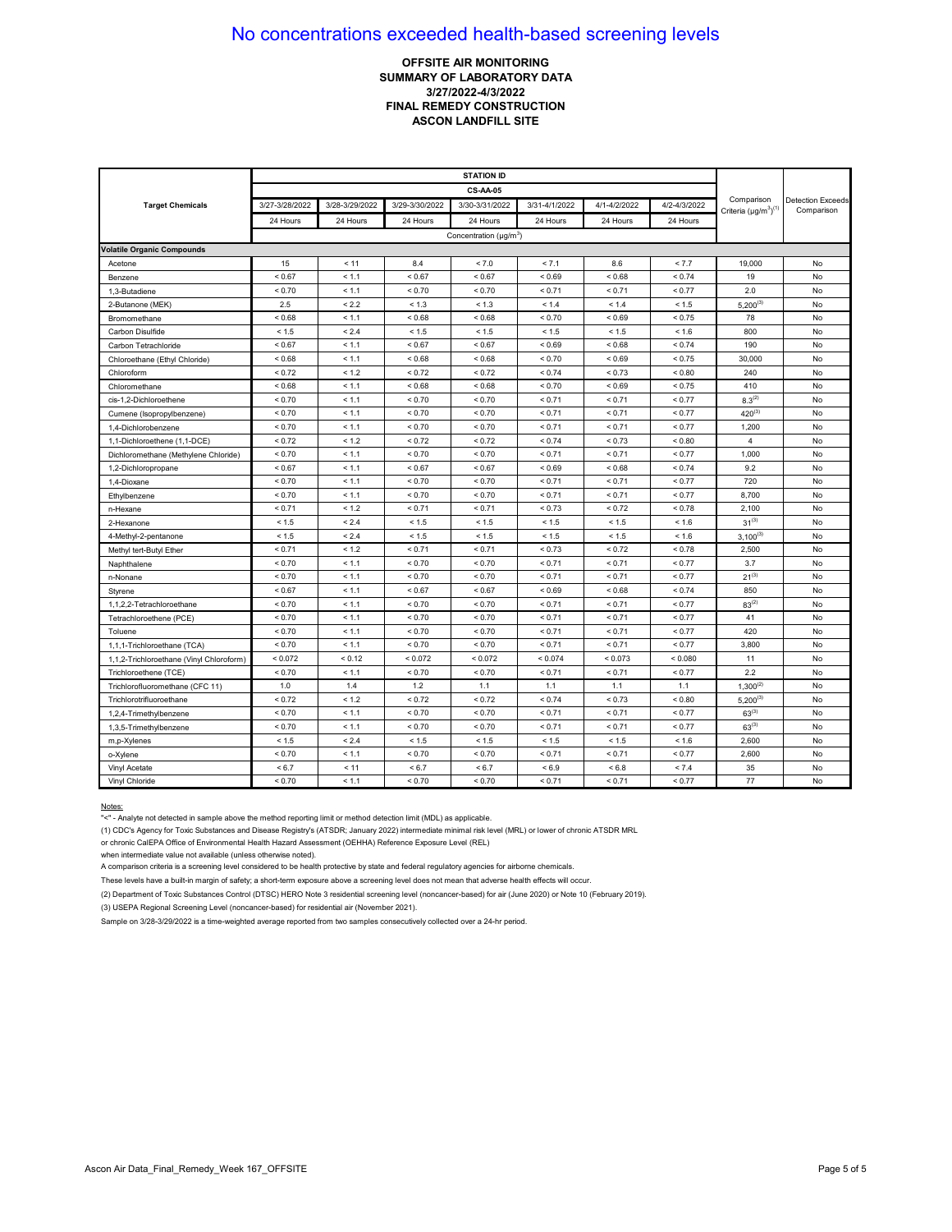# No concentrations exceeded health-based screening levels

**OFFSITE AIR MONITORING**
**SUMMARY OF LABORATORY DATA**
**3/27/2022-4/3/2022**
**FINAL REMEDY CONSTRUCTION**
**ASCON LANDFILL SITE**

| Target Chemicals | STATION ID CS-AA-05 | | | | | | | Comparison Criteria (µg/m³)[1] | Detection Exceeds Comparison |
|---|---|---|---|---|---|---|---|---|---|
| | 3/27-3/28/2022 | 3/28-3/29/2022 | 3/29-3/30/2022 | 3/30-3/31/2022 | 3/31-4/1/2022 | 4/1-4/2/2022 | 4/2-4/3/2022 | | |
| | 24 Hours | 24 Hours | 24 Hours | 24 Hours | 24 Hours | 24 Hours | 24 Hours | | |
| | Concentration (µg/m³) | | | | | | | | |
| **Volatile Organic Compounds** | | | | | | | | | |
| Acetone | 15 | < 11 | 8.4 | < 7.0 | < 7.1 | 8.6 | < 7.7 | 19,000 | No |
| Benzene | < 0.67 | < 1.1 | < 0.67 | < 0.67 | < 0.69 | < 0.68 | < 0.74 | 19 | No |
| 1,3-Butadiene | < 0.70 | < 1.1 | < 0.70 | < 0.70 | < 0.71 | < 0.71 | < 0.77 | 2.0 | No |
| 2-Butanone (MEK) | 2.5 | < 2.2 | < 1.3 | < 1.3 | < 1.4 | < 1.4 | < 1.5 | 5,200[3] | No |
| Bromomethane | < 0.68 | < 1.1 | < 0.68 | < 0.68 | < 0.70 | < 0.69 | < 0.75 | 78 | No |
| Carbon Disulfide | < 1.5 | < 2.4 | < 1.5 | < 1.5 | < 1.5 | < 1.5 | < 1.6 | 800 | No |
| Carbon Tetrachloride | < 0.67 | < 1.1 | < 0.67 | < 0.67 | < 0.69 | < 0.68 | < 0.74 | 190 | No |
| Chloroethane (Ethyl Chloride) | < 0.68 | < 1.1 | < 0.68 | < 0.68 | < 0.70 | < 0.69 | < 0.75 | 30,000 | No |
| Chloroform | < 0.72 | < 1.2 | < 0.72 | < 0.72 | < 0.74 | < 0.73 | < 0.80 | 240 | No |
| Chloromethane | < 0.68 | < 1.1 | < 0.68 | < 0.68 | < 0.70 | < 0.69 | < 0.75 | 410 | No |
| cis-1,2-Dichloroethene | < 0.70 | < 1.1 | < 0.70 | < 0.70 | < 0.71 | < 0.71 | < 0.77 | 8.3[2] | No |
| Cumene (Isopropylbenzene) | < 0.70 | < 1.1 | < 0.70 | < 0.70 | < 0.71 | < 0.71 | < 0.77 | 420[3] | No |
| 1,4-Dichlorobenzene | < 0.70 | < 1.1 | < 0.70 | < 0.70 | < 0.71 | < 0.71 | < 0.77 | 1,200 | No |
| 1,1-Dichloroethene (1,1-DCE) | < 0.72 | < 1.2 | < 0.72 | < 0.72 | < 0.74 | < 0.73 | < 0.80 | 4 | No |
| Dichloromethane (Methylene Chloride) | < 0.70 | < 1.1 | < 0.70 | < 0.70 | < 0.71 | < 0.71 | < 0.77 | 1,000 | No |
| 1,2-Dichloropropane | < 0.67 | < 1.1 | < 0.67 | < 0.67 | < 0.69 | < 0.68 | < 0.74 | 9.2 | No |
| 1,4-Dioxane | < 0.70 | < 1.1 | < 0.70 | < 0.70 | < 0.71 | < 0.71 | < 0.77 | 720 | No |
| Ethylbenzene | < 0.70 | < 1.1 | < 0.70 | < 0.70 | < 0.71 | < 0.71 | < 0.77 | 8,700 | No |
| n-Hexane | < 0.71 | < 1.2 | < 0.71 | < 0.71 | < 0.73 | < 0.72 | < 0.78 | 2,100 | No |
| 2-Hexanone | < 1.5 | < 2.4 | < 1.5 | < 1.5 | < 1.5 | < 1.5 | < 1.6 | 31[3] | No |
| 4-Methyl-2-pentanone | < 1.5 | < 2.4 | < 1.5 | < 1.5 | < 1.5 | < 1.5 | < 1.6 | 3,100[3] | No |
| Methyl tert-Butyl Ether | < 0.71 | < 1.2 | < 0.71 | < 0.71 | < 0.73 | < 0.72 | < 0.78 | 2,500 | No |
| Naphthalene | < 0.70 | < 1.1 | < 0.70 | < 0.70 | < 0.71 | < 0.71 | < 0.77 | 3.7 | No |
| n-Nonane | < 0.70 | < 1.1 | < 0.70 | < 0.70 | < 0.71 | < 0.71 | < 0.77 | 21[3] | No |
| Styrene | < 0.67 | < 1.1 | < 0.67 | < 0.67 | < 0.69 | < 0.68 | < 0.74 | 850 | No |
| 1,1,2,2-Tetrachloroethane | < 0.70 | < 1.1 | < 0.70 | < 0.70 | < 0.71 | < 0.71 | < 0.77 | 83[2] | No |
| Tetrachloroethene (PCE) | < 0.70 | < 1.1 | < 0.70 | < 0.70 | < 0.71 | < 0.71 | < 0.77 | 41 | No |
| Toluene | < 0.70 | < 1.1 | < 0.70 | < 0.70 | < 0.71 | < 0.71 | < 0.77 | 420 | No |
| 1,1,1-Trichloroethane (TCA) | < 0.70 | < 1.1 | < 0.70 | < 0.70 | < 0.71 | < 0.71 | < 0.77 | 3,800 | No |
| 1,1,2-Trichloroethane (Vinyl Chloroform) | < 0.072 | < 0.12 | < 0.072 | < 0.072 | < 0.074 | < 0.073 | < 0.080 | 11 | No |
| Trichloroethene (TCE) | < 0.70 | < 1.1 | < 0.70 | < 0.70 | < 0.71 | < 0.71 | < 0.77 | 2.2 | No |
| Trichlorofluoromethane (CFC 11) | 1.0 | 1.4 | 1.2 | 1.1 | 1.1 | 1.1 | 1.1 | 1,300[2] | No |
| Trichlorotrifluoroethane | < 0.72 | < 1.2 | < 0.72 | < 0.72 | < 0.74 | < 0.73 | < 0.80 | 5,200[3] | No |
| 1,2,4-Trimethylbenzene | < 0.70 | < 1.1 | < 0.70 | < 0.70 | < 0.71 | < 0.71 | < 0.77 | 63[3] | No |
| 1,3,5-Trimethylbenzene | < 0.70 | < 1.1 | < 0.70 | < 0.70 | < 0.71 | < 0.71 | < 0.77 | 63[3] | No |
| m,p-Xylenes | < 1.5 | < 2.4 | < 1.5 | < 1.5 | < 1.5 | < 1.5 | < 1.6 | 2,600 | No |
| o-Xylene | < 0.70 | < 1.1 | < 0.70 | < 0.70 | < 0.71 | < 0.71 | < 0.77 | 2,600 | No |
| Vinyl Acetate | < 6.7 | < 11 | < 6.7 | < 6.7 | < 6.9 | < 6.8 | < 7.4 | 35 | No |
| Vinyl Chloride | < 0.70 | < 1.1 | < 0.70 | < 0.70 | < 0.71 | < 0.71 | < 0.77 | 77 | No |

Notes:

"<" - Analyte not detected in sample above the method reporting limit or method detection limit (MDL) as applicable.

(1) CDC's Agency for Toxic Substances and Disease Registry's (ATSDR; January 2022) intermediate minimal risk level (MRL) or lower of chronic ATSDR MRL or chronic CalEPA Office of Environmental Health Hazard Assessment (OEHHA) Reference Exposure Level (REL) when intermediate value not available (unless otherwise noted).

A comparison criteria is a screening level considered to be health protective by state and federal regulatory agencies for airborne chemicals.

These levels have a built-in margin of safety; a short-term exposure above a screening level does not mean that adverse health effects will occur.

(2) Department of Toxic Substances Control (DTSC) HERO Note 3 residential screening level (noncancer-based) for air (June 2020) or Note 10 (February 2019).

(3) USEPA Regional Screening Level (noncancer-based) for residential air (November 2021).

Sample on 3/28-3/29/2022 is a time-weighted average reported from two samples consecutively collected over a 24-hr period.